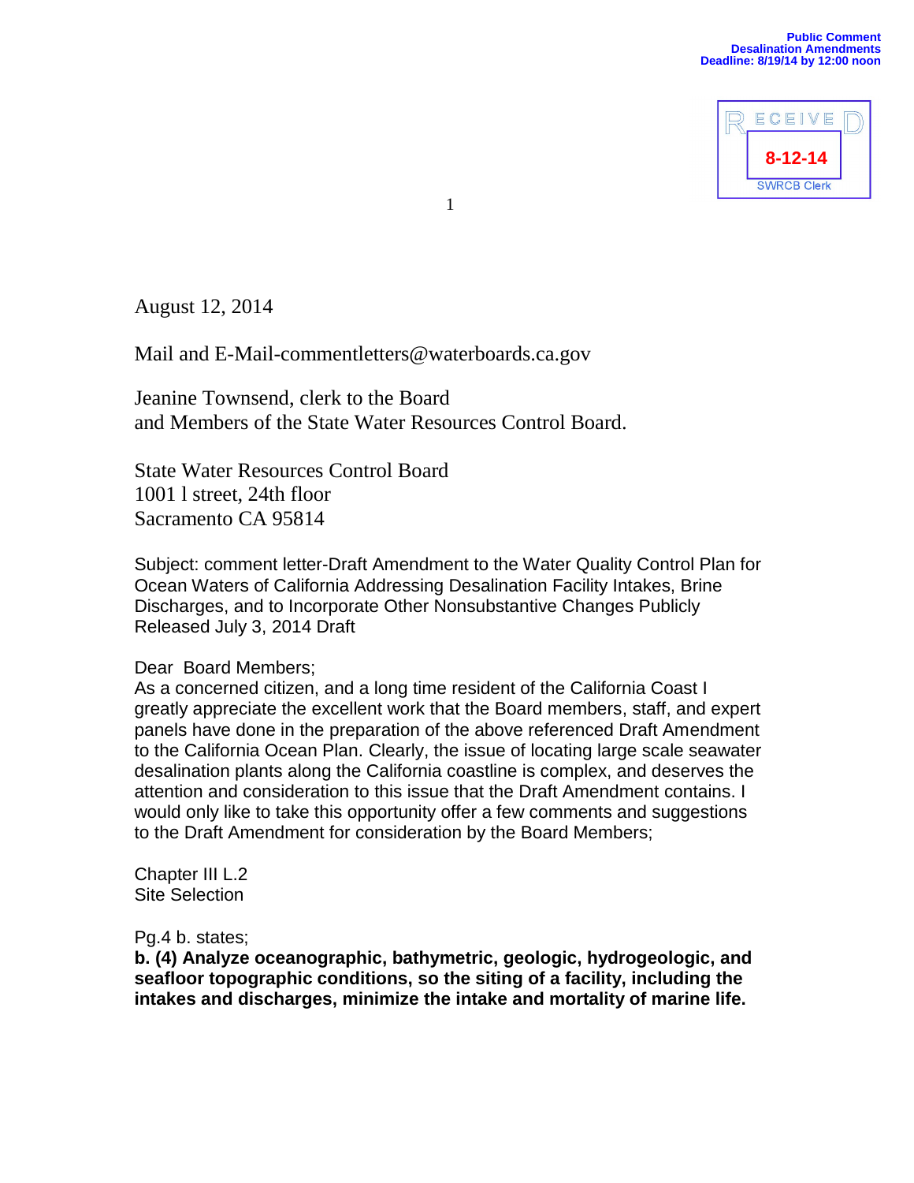Public Comment
Desalination Amendments
Deadline: 8/19/14 by 12:00 noon

RECEIVED
8-12-14
SWRCB Clerk

August 12, 2014

Mail and E-Mail-commentletters@waterboards.ca.gov

Jeanine Townsend, clerk to the Board
and Members of the State Water Resources Control Board.

State Water Resources Control Board
1001 l street, 24th floor
Sacramento CA 95814

Subject: comment letter-Draft Amendment to the Water Quality Control Plan for Ocean Waters of California Addressing Desalination Facility Intakes, Brine Discharges, and to Incorporate Other Nonsubstantive Changes Publicly Released July 3, 2014 Draft

Dear Board Members;
As a concerned citizen, and a long time resident of the California Coast I greatly appreciate the excellent work that the Board members, staff, and expert panels have done in the preparation of the above referenced Draft Amendment to the California Ocean Plan. Clearly, the issue of locating large scale seawater desalination plants along the California coastline is complex, and deserves the attention and consideration to this issue that the Draft Amendment contains. I would only like to take this opportunity offer a few comments and suggestions to the Draft Amendment for consideration by the Board Members;

Chapter III L.2
Site Selection

Pg.4 b. states;
**b. (4) Analyze oceanographic, bathymetric, geologic, hydrogeologic, and seafloor topographic conditions, so the siting of a facility, including the intakes and discharges, minimize the intake and mortality of marine life.**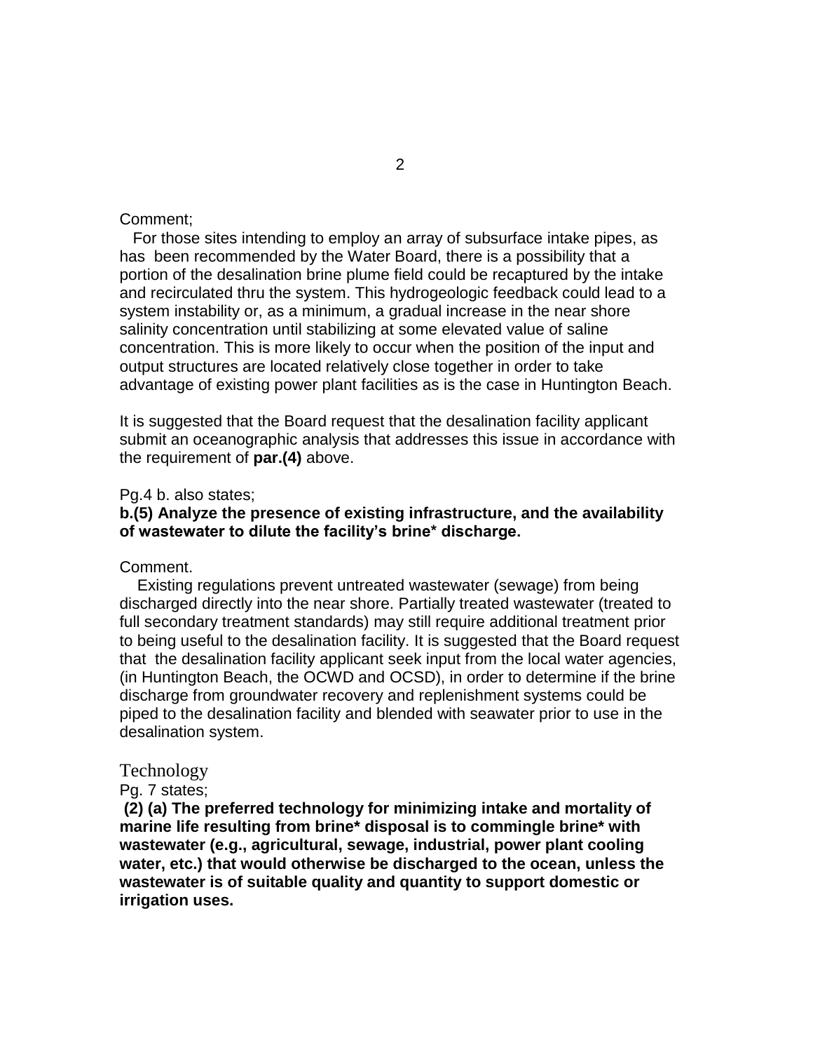Comment;

For those sites intending to employ an array of subsurface intake pipes, as has been recommended by the Water Board, there is a possibility that a portion of the desalination brine plume field could be recaptured by the intake and recirculated thru the system. This hydrogeologic feedback could lead to a system instability or, as a minimum, a gradual increase in the near shore salinity concentration until stabilizing at some elevated value of saline concentration. This is more likely to occur when the position of the input and output structures are located relatively close together in order to take advantage of existing power plant facilities as is the case in Huntington Beach.

It is suggested that the Board request that the desalination facility applicant submit an oceanographic analysis that addresses this issue in accordance with the requirement of **par.(4)** above.

Pg.4 b. also states;

**b.(5) Analyze the presence of existing infrastructure, and the availability of wastewater to dilute the facility's brine* discharge.**

Comment.

Existing regulations prevent untreated wastewater (sewage) from being discharged directly into the near shore. Partially treated wastewater (treated to full secondary treatment standards) may still require additional treatment prior to being useful to the desalination facility. It is suggested that the Board request that the desalination facility applicant seek input from the local water agencies, (in Huntington Beach, the OCWD and OCSD), in order to determine if the brine discharge from groundwater recovery and replenishment systems could be piped to the desalination facility and blended with seawater prior to use in the desalination system.

## Technology

Pg. 7 states;

**(2) (a) The preferred technology for minimizing intake and mortality of marine life resulting from brine* disposal is to commingle brine* with wastewater (e.g., agricultural, sewage, industrial, power plant cooling water, etc.) that would otherwise be discharged to the ocean, unless the wastewater is of suitable quality and quantity to support domestic or irrigation uses.**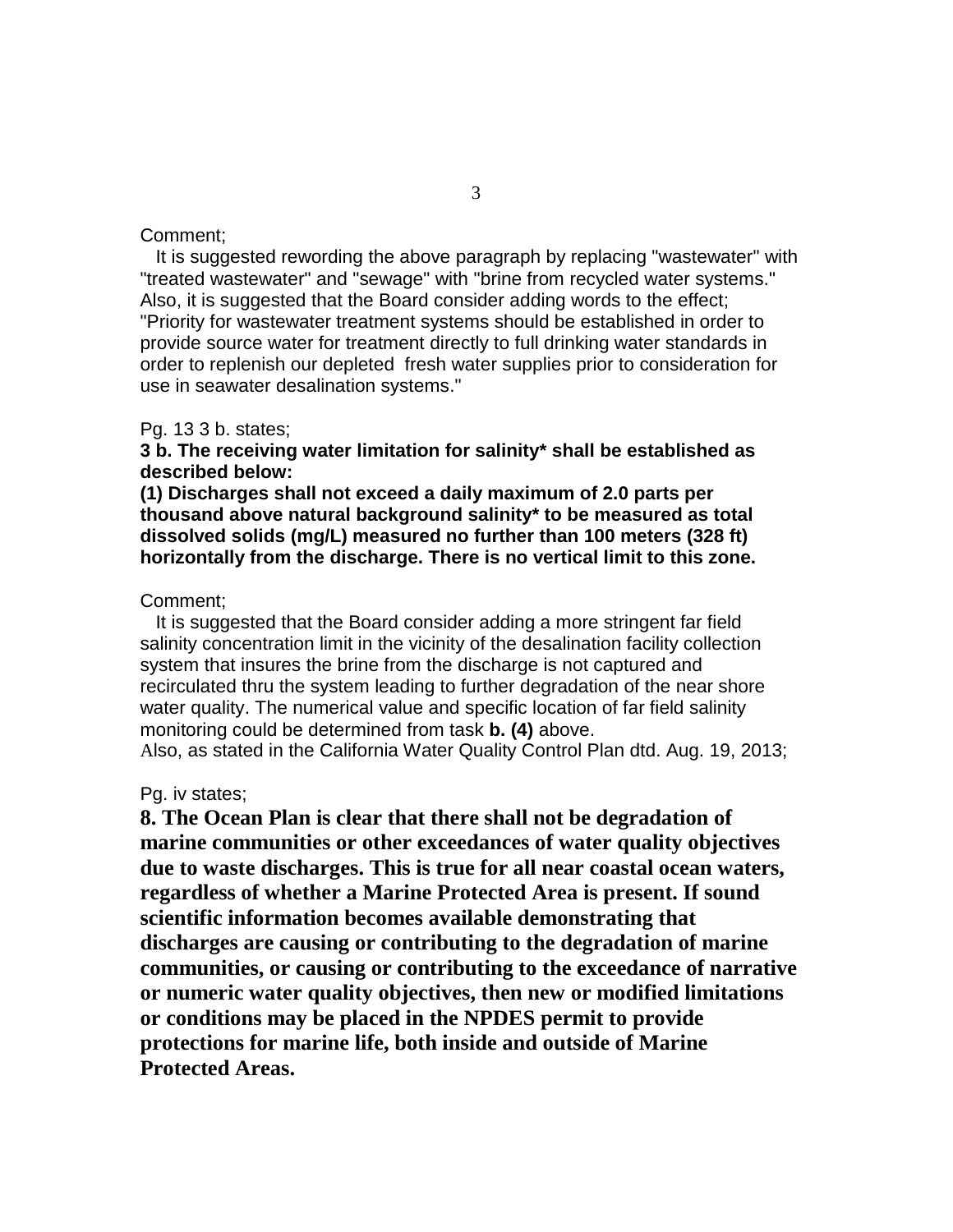Comment;

It is suggested rewording the above paragraph by replacing "wastewater" with "treated wastewater" and "sewage" with "brine from recycled water systems." Also, it is suggested that the Board consider adding words to the effect; "Priority for wastewater treatment systems should be established in order to provide source water for treatment directly to full drinking water standards in order to replenish our depleted fresh water supplies prior to consideration for use in seawater desalination systems."

Pg. 13 3 b. states;

**3 b. The receiving water limitation for salinity* shall be established as described below:**

**(1) Discharges shall not exceed a daily maximum of 2.0 parts per thousand above natural background salinity* to be measured as total dissolved solids (mg/L) measured no further than 100 meters (328 ft) horizontally from the discharge. There is no vertical limit to this zone.**

Comment;

It is suggested that the Board consider adding a more stringent far field salinity concentration limit in the vicinity of the desalination facility collection system that insures the brine from the discharge is not captured and recirculated thru the system leading to further degradation of the near shore water quality. The numerical value and specific location of far field salinity monitoring could be determined from task **b. (4)** above.

Also, as stated in the California Water Quality Control Plan dtd. Aug. 19, 2013;

Pg. iv states;

**8. The Ocean Plan is clear that there shall not be degradation of marine communities or other exceedances of water quality objectives due to waste discharges. This is true for all near coastal ocean waters, regardless of whether a Marine Protected Area is present. If sound scientific information becomes available demonstrating that discharges are causing or contributing to the degradation of marine communities, or causing or contributing to the exceedance of narrative or numeric water quality objectives, then new or modified limitations or conditions may be placed in the NPDES permit to provide protections for marine life, both inside and outside of Marine Protected Areas.**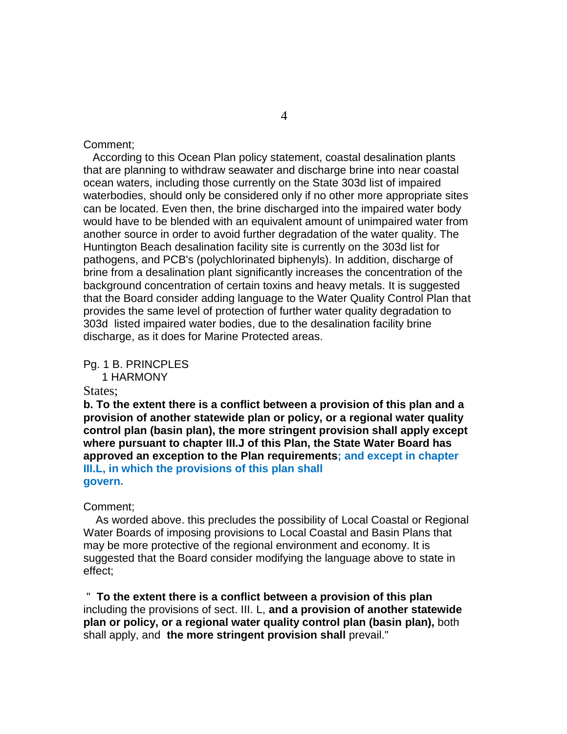Comment;

According to this Ocean Plan policy statement, coastal desalination plants that are planning to withdraw seawater and discharge brine into near coastal ocean waters, including those currently on the State 303d list of impaired waterbodies, should only be considered only if no other more appropriate sites can be located. Even then, the brine discharged into the impaired water body would have to be blended with an equivalent amount of unimpaired water from another source in order to avoid further degradation of the water quality. The Huntington Beach desalination facility site is currently on the 303d list for pathogens, and PCB's (polychlorinated biphenyls). In addition, discharge of brine from a desalination plant significantly increases the concentration of the background concentration of certain toxins and heavy metals. It is suggested that the Board consider adding language to the Water Quality Control Plan that provides the same level of protection of further water quality degradation to 303d listed impaired water bodies, due to the desalination facility brine discharge, as it does for Marine Protected areas.

Pg. 1 B. PRINCPLES
1 HARMONY

States;

**b. To the extent there is a conflict between a provision of this plan and a provision of another statewide plan or policy, or a regional water quality control plan (basin plan), the more stringent provision shall apply except where pursuant to chapter III.J of this Plan, the State Water Board has approved an exception to the Plan requirements; and except in chapter III.L, in which the provisions of this plan shall govern.**

Comment;

As worded above. this precludes the possibility of Local Coastal or Regional Water Boards of imposing provisions to Local Coastal and Basin Plans that may be more protective of the regional environment and economy. It is suggested that the Board consider modifying the language above to state in effect;

" **To the extent there is a conflict between a provision of this plan** including the provisions of sect. III. L, **and a provision of another statewide plan or policy, or a regional water quality control plan (basin plan),** both shall apply, and **the more stringent provision shall** prevail."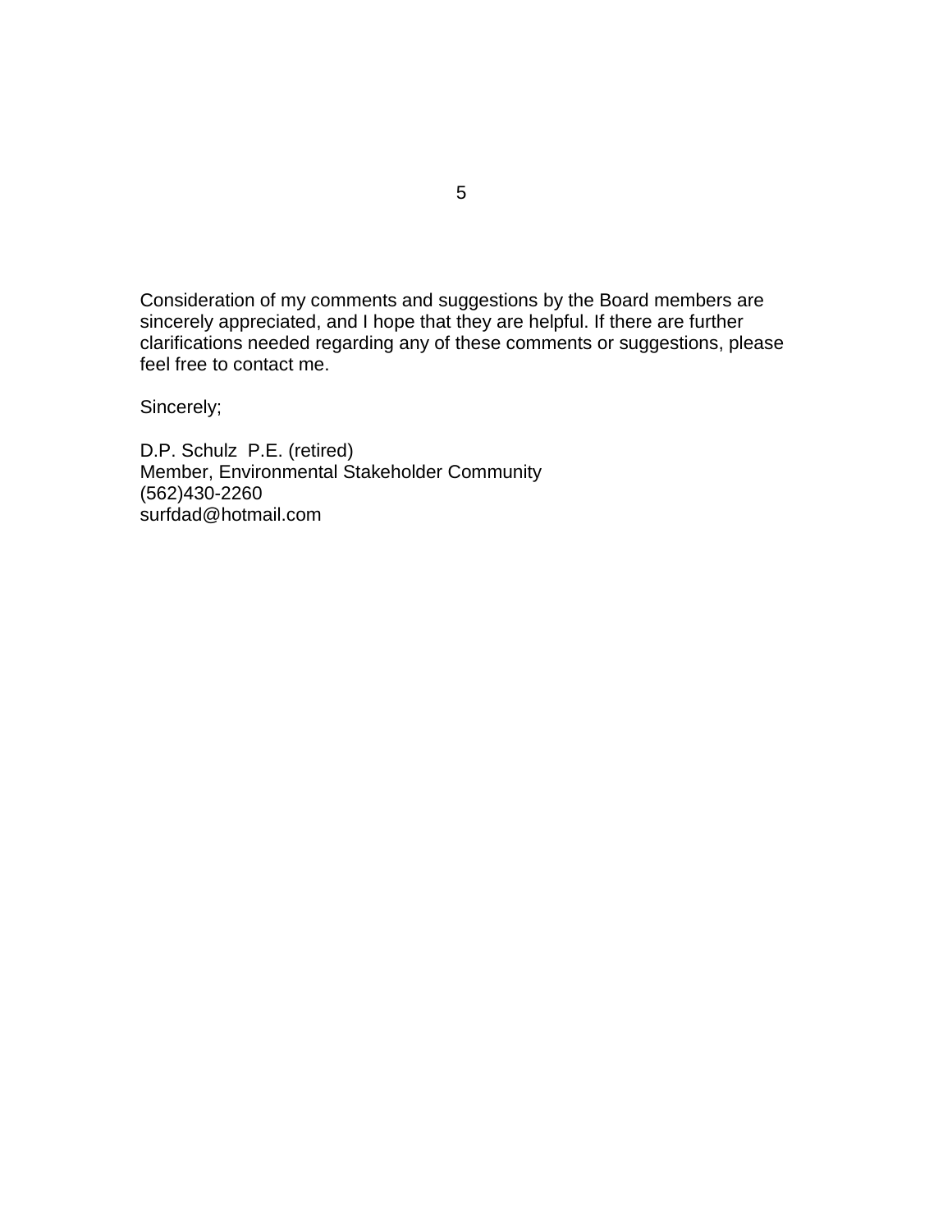Consideration of my comments and suggestions by the Board members are sincerely appreciated, and I hope that they are helpful. If there are further clarifications needed regarding any of these comments or suggestions, please feel free to contact me.

Sincerely;

D.P. Schulz P.E. (retired)
Member, Environmental Stakeholder Community
(562)430-2260
surfdad@hotmail.com